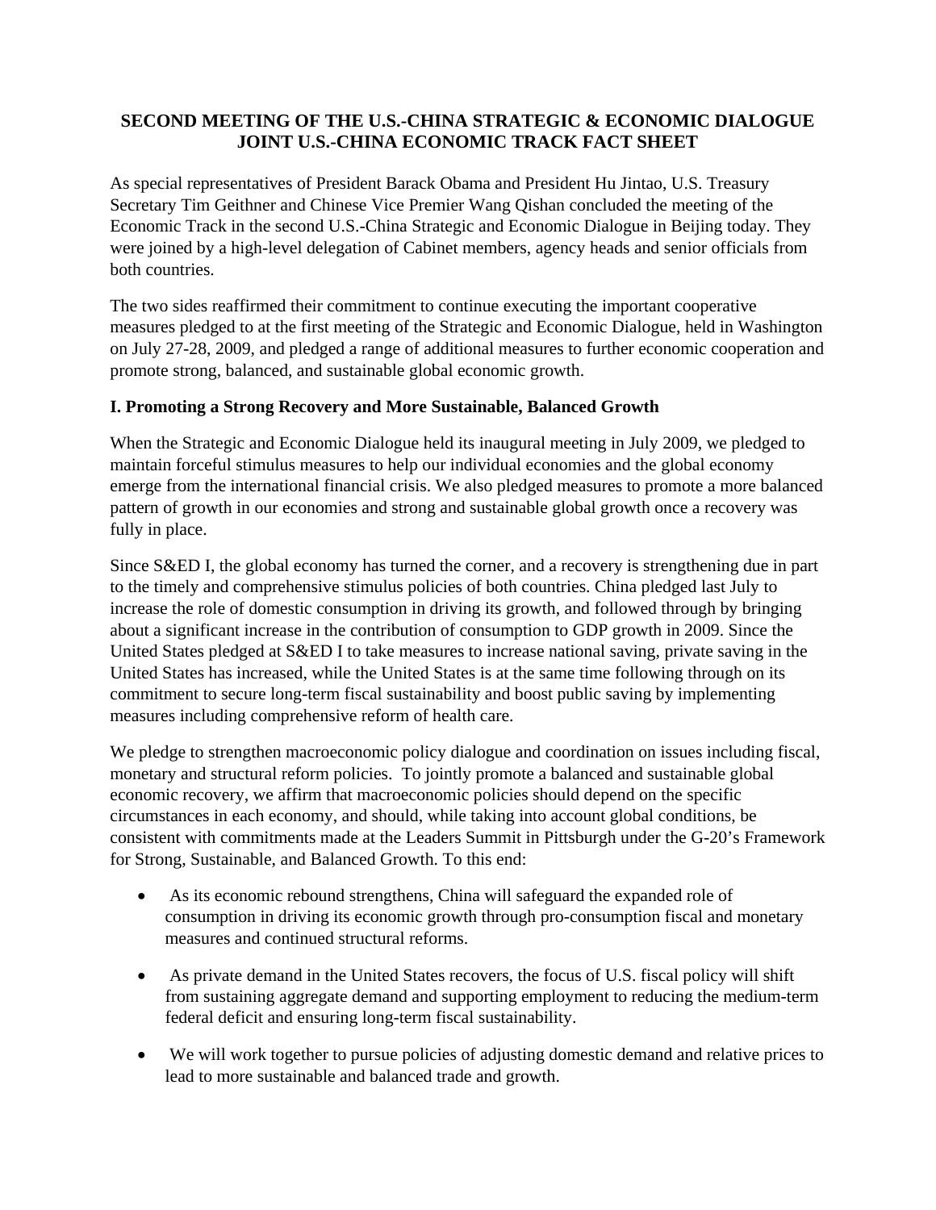# SECOND MEETING OF THE U.S.-CHINA STRATEGIC & ECONOMIC DIALOGUE JOINT U.S.-CHINA ECONOMIC TRACK FACT SHEET

As special representatives of President Barack Obama and President Hu Jintao, U.S. Treasury Secretary Tim Geithner and Chinese Vice Premier Wang Qishan concluded the meeting of the Economic Track in the second U.S.-China Strategic and Economic Dialogue in Beijing today. They were joined by a high-level delegation of Cabinet members, agency heads and senior officials from both countries.

The two sides reaffirmed their commitment to continue executing the important cooperative measures pledged to at the first meeting of the Strategic and Economic Dialogue, held in Washington on July 27-28, 2009, and pledged a range of additional measures to further economic cooperation and promote strong, balanced, and sustainable global economic growth.

## I. Promoting a Strong Recovery and More Sustainable, Balanced Growth

When the Strategic and Economic Dialogue held its inaugural meeting in July 2009, we pledged to maintain forceful stimulus measures to help our individual economies and the global economy emerge from the international financial crisis. We also pledged measures to promote a more balanced pattern of growth in our economies and strong and sustainable global growth once a recovery was fully in place.

Since S&ED I, the global economy has turned the corner, and a recovery is strengthening due in part to the timely and comprehensive stimulus policies of both countries. China pledged last July to increase the role of domestic consumption in driving its growth, and followed through by bringing about a significant increase in the contribution of consumption to GDP growth in 2009. Since the United States pledged at S&ED I to take measures to increase national saving, private saving in the United States has increased, while the United States is at the same time following through on its commitment to secure long-term fiscal sustainability and boost public saving by implementing measures including comprehensive reform of health care.

We pledge to strengthen macroeconomic policy dialogue and coordination on issues including fiscal, monetary and structural reform policies. To jointly promote a balanced and sustainable global economic recovery, we affirm that macroeconomic policies should depend on the specific circumstances in each economy, and should, while taking into account global conditions, be consistent with commitments made at the Leaders Summit in Pittsburgh under the G-20's Framework for Strong, Sustainable, and Balanced Growth. To this end:

- As its economic rebound strengthens, China will safeguard the expanded role of consumption in driving its economic growth through pro-consumption fiscal and monetary measures and continued structural reforms.
- As private demand in the United States recovers, the focus of U.S. fiscal policy will shift from sustaining aggregate demand and supporting employment to reducing the medium-term federal deficit and ensuring long-term fiscal sustainability.
- We will work together to pursue policies of adjusting domestic demand and relative prices to lead to more sustainable and balanced trade and growth.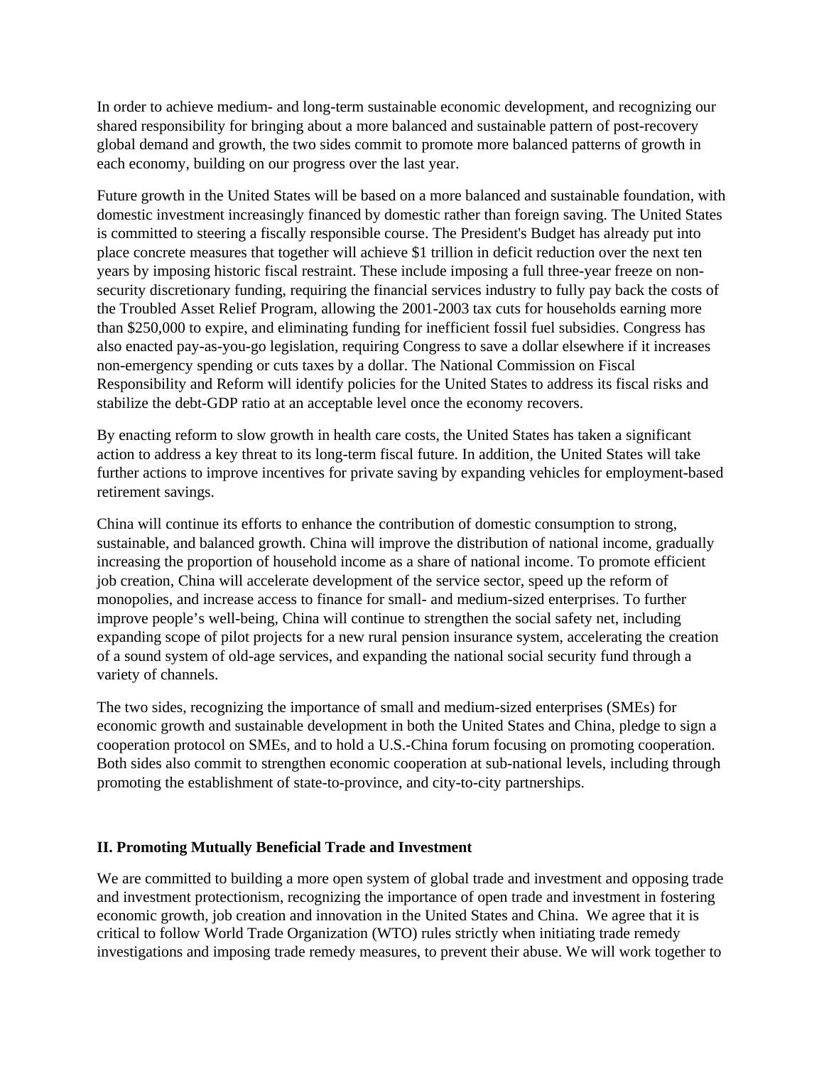In order to achieve medium- and long-term sustainable economic development, and recognizing our shared responsibility for bringing about a more balanced and sustainable pattern of post-recovery global demand and growth, the two sides commit to promote more balanced patterns of growth in each economy, building on our progress over the last year.

Future growth in the United States will be based on a more balanced and sustainable foundation, with domestic investment increasingly financed by domestic rather than foreign saving. The United States is committed to steering a fiscally responsible course. The President's Budget has already put into place concrete measures that together will achieve $1 trillion in deficit reduction over the next ten years by imposing historic fiscal restraint. These include imposing a full three-year freeze on non-security discretionary funding, requiring the financial services industry to fully pay back the costs of the Troubled Asset Relief Program, allowing the 2001-2003 tax cuts for households earning more than $250,000 to expire, and eliminating funding for inefficient fossil fuel subsidies. Congress has also enacted pay-as-you-go legislation, requiring Congress to save a dollar elsewhere if it increases non-emergency spending or cuts taxes by a dollar. The National Commission on Fiscal Responsibility and Reform will identify policies for the United States to address its fiscal risks and stabilize the debt-GDP ratio at an acceptable level once the economy recovers.

By enacting reform to slow growth in health care costs, the United States has taken a significant action to address a key threat to its long-term fiscal future. In addition, the United States will take further actions to improve incentives for private saving by expanding vehicles for employment-based retirement savings.

China will continue its efforts to enhance the contribution of domestic consumption to strong, sustainable, and balanced growth. China will improve the distribution of national income, gradually increasing the proportion of household income as a share of national income. To promote efficient job creation, China will accelerate development of the service sector, speed up the reform of monopolies, and increase access to finance for small- and medium-sized enterprises. To further improve people's well-being, China will continue to strengthen the social safety net, including expanding scope of pilot projects for a new rural pension insurance system, accelerating the creation of a sound system of old-age services, and expanding the national social security fund through a variety of channels.

The two sides, recognizing the importance of small and medium-sized enterprises (SMEs) for economic growth and sustainable development in both the United States and China, pledge to sign a cooperation protocol on SMEs, and to hold a U.S.-China forum focusing on promoting cooperation. Both sides also commit to strengthen economic cooperation at sub-national levels, including through promoting the establishment of state-to-province, and city-to-city partnerships.

## II. Promoting Mutually Beneficial Trade and Investment

We are committed to building a more open system of global trade and investment and opposing trade and investment protectionism, recognizing the importance of open trade and investment in fostering economic growth, job creation and innovation in the United States and China. We agree that it is critical to follow World Trade Organization (WTO) rules strictly when initiating trade remedy investigations and imposing trade remedy measures, to prevent their abuse. We will work together to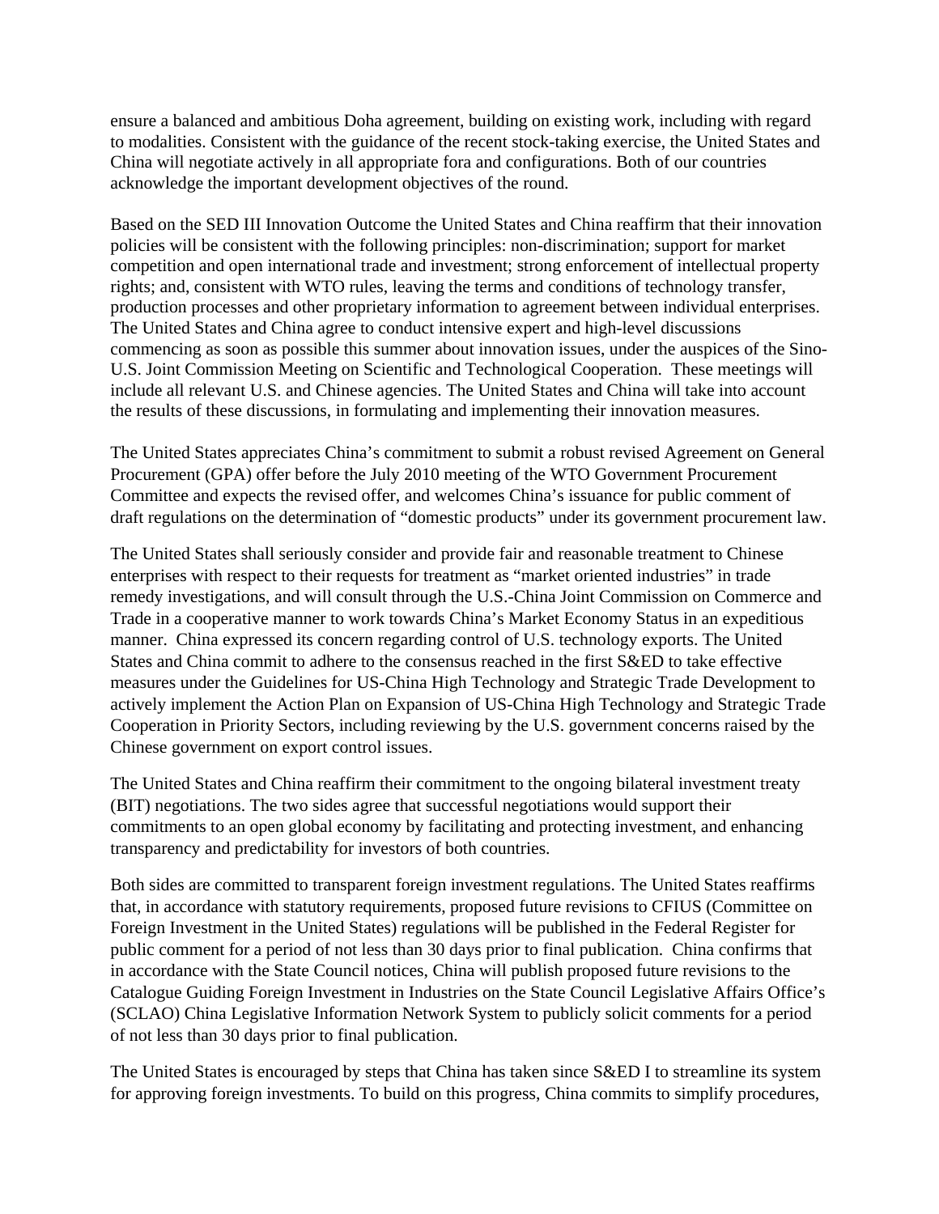ensure a balanced and ambitious Doha agreement, building on existing work, including with regard to modalities. Consistent with the guidance of the recent stock-taking exercise, the United States and China will negotiate actively in all appropriate fora and configurations. Both of our countries acknowledge the important development objectives of the round.

Based on the SED III Innovation Outcome the United States and China reaffirm that their innovation policies will be consistent with the following principles: non-discrimination; support for market competition and open international trade and investment; strong enforcement of intellectual property rights; and, consistent with WTO rules, leaving the terms and conditions of technology transfer, production processes and other proprietary information to agreement between individual enterprises. The United States and China agree to conduct intensive expert and high-level discussions commencing as soon as possible this summer about innovation issues, under the auspices of the Sino-U.S. Joint Commission Meeting on Scientific and Technological Cooperation. These meetings will include all relevant U.S. and Chinese agencies. The United States and China will take into account the results of these discussions, in formulating and implementing their innovation measures.

The United States appreciates China's commitment to submit a robust revised Agreement on General Procurement (GPA) offer before the July 2010 meeting of the WTO Government Procurement Committee and expects the revised offer, and welcomes China's issuance for public comment of draft regulations on the determination of "domestic products" under its government procurement law.

The United States shall seriously consider and provide fair and reasonable treatment to Chinese enterprises with respect to their requests for treatment as "market oriented industries" in trade remedy investigations, and will consult through the U.S.-China Joint Commission on Commerce and Trade in a cooperative manner to work towards China's Market Economy Status in an expeditious manner. China expressed its concern regarding control of U.S. technology exports. The United States and China commit to adhere to the consensus reached in the first S&ED to take effective measures under the Guidelines for US-China High Technology and Strategic Trade Development to actively implement the Action Plan on Expansion of US-China High Technology and Strategic Trade Cooperation in Priority Sectors, including reviewing by the U.S. government concerns raised by the Chinese government on export control issues.

The United States and China reaffirm their commitment to the ongoing bilateral investment treaty (BIT) negotiations. The two sides agree that successful negotiations would support their commitments to an open global economy by facilitating and protecting investment, and enhancing transparency and predictability for investors of both countries.

Both sides are committed to transparent foreign investment regulations. The United States reaffirms that, in accordance with statutory requirements, proposed future revisions to CFIUS (Committee on Foreign Investment in the United States) regulations will be published in the Federal Register for public comment for a period of not less than 30 days prior to final publication. China confirms that in accordance with the State Council notices, China will publish proposed future revisions to the Catalogue Guiding Foreign Investment in Industries on the State Council Legislative Affairs Office's (SCLAO) China Legislative Information Network System to publicly solicit comments for a period of not less than 30 days prior to final publication.

The United States is encouraged by steps that China has taken since S&ED I to streamline its system for approving foreign investments. To build on this progress, China commits to simplify procedures,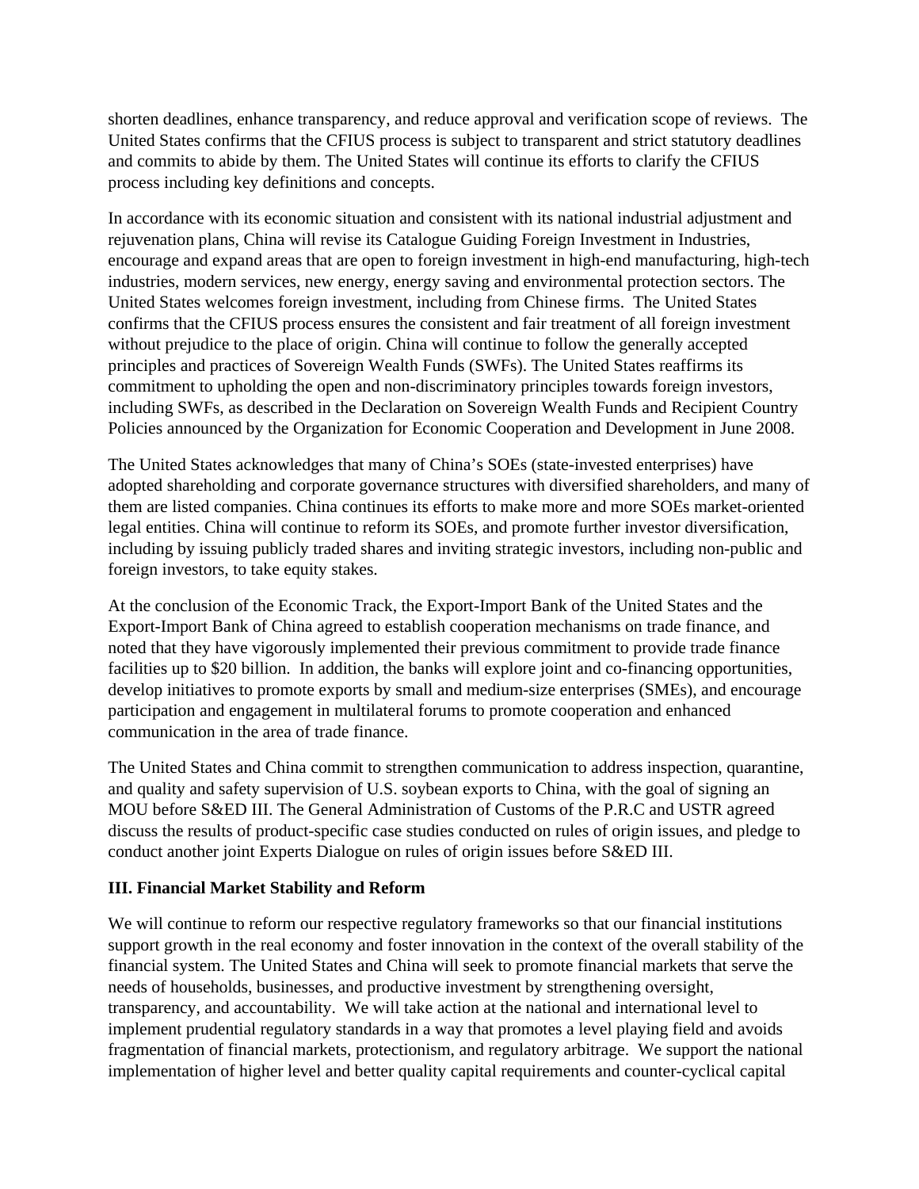shorten deadlines, enhance transparency, and reduce approval and verification scope of reviews. The United States confirms that the CFIUS process is subject to transparent and strict statutory deadlines and commits to abide by them. The United States will continue its efforts to clarify the CFIUS process including key definitions and concepts.

In accordance with its economic situation and consistent with its national industrial adjustment and rejuvenation plans, China will revise its Catalogue Guiding Foreign Investment in Industries, encourage and expand areas that are open to foreign investment in high-end manufacturing, high-tech industries, modern services, new energy, energy saving and environmental protection sectors. The United States welcomes foreign investment, including from Chinese firms. The United States confirms that the CFIUS process ensures the consistent and fair treatment of all foreign investment without prejudice to the place of origin. China will continue to follow the generally accepted principles and practices of Sovereign Wealth Funds (SWFs). The United States reaffirms its commitment to upholding the open and non-discriminatory principles towards foreign investors, including SWFs, as described in the Declaration on Sovereign Wealth Funds and Recipient Country Policies announced by the Organization for Economic Cooperation and Development in June 2008.

The United States acknowledges that many of China's SOEs (state-invested enterprises) have adopted shareholding and corporate governance structures with diversified shareholders, and many of them are listed companies. China continues its efforts to make more and more SOEs market-oriented legal entities. China will continue to reform its SOEs, and promote further investor diversification, including by issuing publicly traded shares and inviting strategic investors, including non-public and foreign investors, to take equity stakes.

At the conclusion of the Economic Track, the Export-Import Bank of the United States and the Export-Import Bank of China agreed to establish cooperation mechanisms on trade finance, and noted that they have vigorously implemented their previous commitment to provide trade finance facilities up to $20 billion. In addition, the banks will explore joint and co-financing opportunities, develop initiatives to promote exports by small and medium-size enterprises (SMEs), and encourage participation and engagement in multilateral forums to promote cooperation and enhanced communication in the area of trade finance.

The United States and China commit to strengthen communication to address inspection, quarantine, and quality and safety supervision of U.S. soybean exports to China, with the goal of signing an MOU before S&ED III. The General Administration of Customs of the P.R.C and USTR agreed discuss the results of product-specific case studies conducted on rules of origin issues, and pledge to conduct another joint Experts Dialogue on rules of origin issues before S&ED III.

### III. Financial Market Stability and Reform

We will continue to reform our respective regulatory frameworks so that our financial institutions support growth in the real economy and foster innovation in the context of the overall stability of the financial system. The United States and China will seek to promote financial markets that serve the needs of households, businesses, and productive investment by strengthening oversight, transparency, and accountability. We will take action at the national and international level to implement prudential regulatory standards in a way that promotes a level playing field and avoids fragmentation of financial markets, protectionism, and regulatory arbitrage. We support the national implementation of higher level and better quality capital requirements and counter-cyclical capital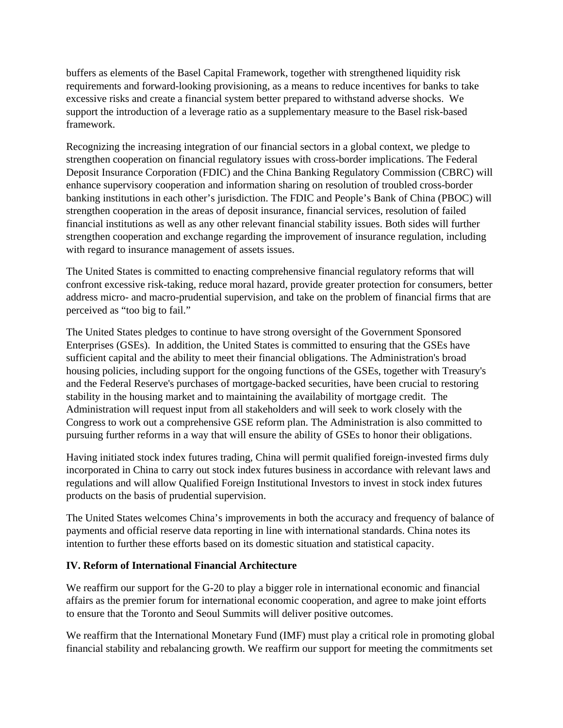buffers as elements of the Basel Capital Framework, together with strengthened liquidity risk requirements and forward-looking provisioning, as a means to reduce incentives for banks to take excessive risks and create a financial system better prepared to withstand adverse shocks. We support the introduction of a leverage ratio as a supplementary measure to the Basel risk-based framework.

Recognizing the increasing integration of our financial sectors in a global context, we pledge to strengthen cooperation on financial regulatory issues with cross-border implications. The Federal Deposit Insurance Corporation (FDIC) and the China Banking Regulatory Commission (CBRC) will enhance supervisory cooperation and information sharing on resolution of troubled cross-border banking institutions in each other's jurisdiction. The FDIC and People's Bank of China (PBOC) will strengthen cooperation in the areas of deposit insurance, financial services, resolution of failed financial institutions as well as any other relevant financial stability issues. Both sides will further strengthen cooperation and exchange regarding the improvement of insurance regulation, including with regard to insurance management of assets issues.

The United States is committed to enacting comprehensive financial regulatory reforms that will confront excessive risk-taking, reduce moral hazard, provide greater protection for consumers, better address micro- and macro-prudential supervision, and take on the problem of financial firms that are perceived as "too big to fail."

The United States pledges to continue to have strong oversight of the Government Sponsored Enterprises (GSEs). In addition, the United States is committed to ensuring that the GSEs have sufficient capital and the ability to meet their financial obligations. The Administration's broad housing policies, including support for the ongoing functions of the GSEs, together with Treasury's and the Federal Reserve's purchases of mortgage-backed securities, have been crucial to restoring stability in the housing market and to maintaining the availability of mortgage credit. The Administration will request input from all stakeholders and will seek to work closely with the Congress to work out a comprehensive GSE reform plan. The Administration is also committed to pursuing further reforms in a way that will ensure the ability of GSEs to honor their obligations.

Having initiated stock index futures trading, China will permit qualified foreign-invested firms duly incorporated in China to carry out stock index futures business in accordance with relevant laws and regulations and will allow Qualified Foreign Institutional Investors to invest in stock index futures products on the basis of prudential supervision.

The United States welcomes China's improvements in both the accuracy and frequency of balance of payments and official reserve data reporting in line with international standards. China notes its intention to further these efforts based on its domestic situation and statistical capacity.

### IV. Reform of International Financial Architecture

We reaffirm our support for the G-20 to play a bigger role in international economic and financial affairs as the premier forum for international economic cooperation, and agree to make joint efforts to ensure that the Toronto and Seoul Summits will deliver positive outcomes.

We reaffirm that the International Monetary Fund (IMF) must play a critical role in promoting global financial stability and rebalancing growth. We reaffirm our support for meeting the commitments set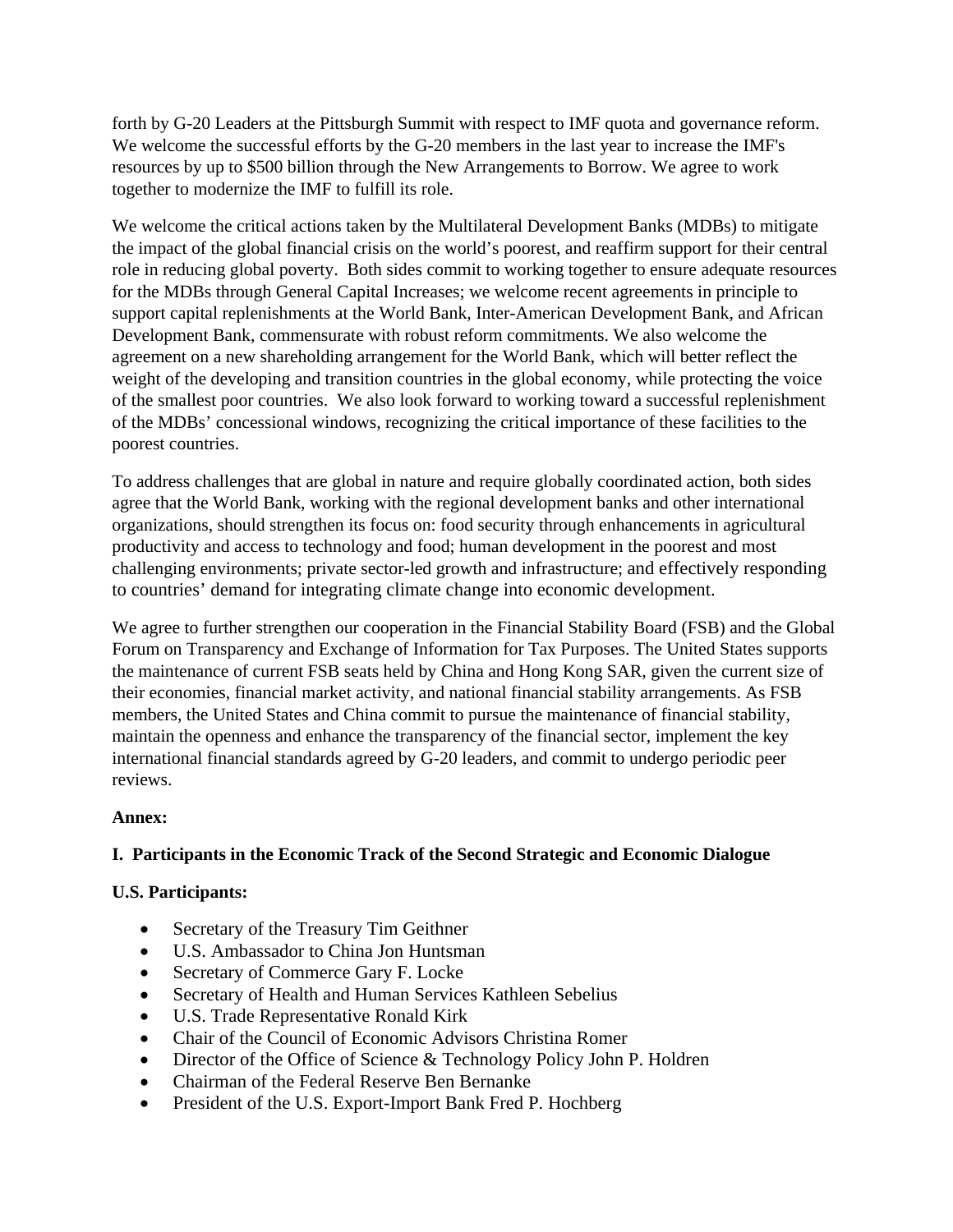forth by G-20 Leaders at the Pittsburgh Summit with respect to IMF quota and governance reform. We welcome the successful efforts by the G-20 members in the last year to increase the IMF's resources by up to $500 billion through the New Arrangements to Borrow. We agree to work together to modernize the IMF to fulfill its role.

We welcome the critical actions taken by the Multilateral Development Banks (MDBs) to mitigate the impact of the global financial crisis on the world's poorest, and reaffirm support for their central role in reducing global poverty. Both sides commit to working together to ensure adequate resources for the MDBs through General Capital Increases; we welcome recent agreements in principle to support capital replenishments at the World Bank, Inter-American Development Bank, and African Development Bank, commensurate with robust reform commitments. We also welcome the agreement on a new shareholding arrangement for the World Bank, which will better reflect the weight of the developing and transition countries in the global economy, while protecting the voice of the smallest poor countries. We also look forward to working toward a successful replenishment of the MDBs' concessional windows, recognizing the critical importance of these facilities to the poorest countries.

To address challenges that are global in nature and require globally coordinated action, both sides agree that the World Bank, working with the regional development banks and other international organizations, should strengthen its focus on: food security through enhancements in agricultural productivity and access to technology and food; human development in the poorest and most challenging environments; private sector-led growth and infrastructure; and effectively responding to countries' demand for integrating climate change into economic development.

We agree to further strengthen our cooperation in the Financial Stability Board (FSB) and the Global Forum on Transparency and Exchange of Information for Tax Purposes. The United States supports the maintenance of current FSB seats held by China and Hong Kong SAR, given the current size of their economies, financial market activity, and national financial stability arrangements. As FSB members, the United States and China commit to pursue the maintenance of financial stability, maintain the openness and enhance the transparency of the financial sector, implement the key international financial standards agreed by G-20 leaders, and commit to undergo periodic peer reviews.

**Annex:**

**I. Participants in the Economic Track of the Second Strategic and Economic Dialogue**

**U.S. Participants:**

- Secretary of the Treasury Tim Geithner
- U.S. Ambassador to China Jon Huntsman
- Secretary of Commerce Gary F. Locke
- Secretary of Health and Human Services Kathleen Sebelius
- U.S. Trade Representative Ronald Kirk
- Chair of the Council of Economic Advisors Christina Romer
- Director of the Office of Science & Technology Policy John P. Holdren
- Chairman of the Federal Reserve Ben Bernanke
- President of the U.S. Export-Import Bank Fred P. Hochberg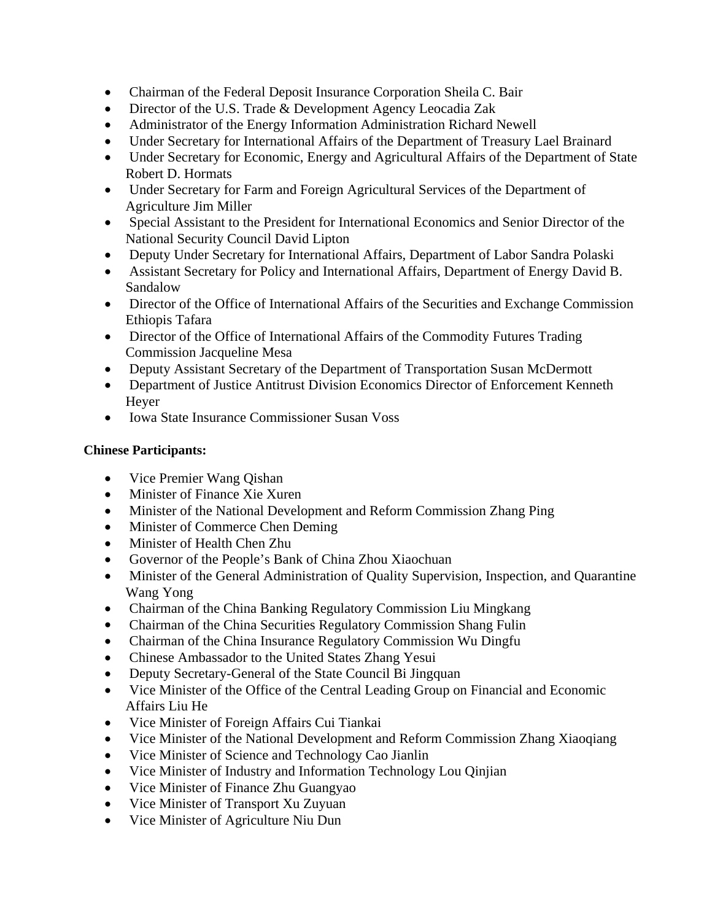- Chairman of the Federal Deposit Insurance Corporation Sheila C. Bair
- Director of the U.S. Trade & Development Agency Leocadia Zak
- Administrator of the Energy Information Administration Richard Newell
- Under Secretary for International Affairs of the Department of Treasury Lael Brainard
- Under Secretary for Economic, Energy and Agricultural Affairs of the Department of State Robert D. Hormats
- Under Secretary for Farm and Foreign Agricultural Services of the Department of Agriculture Jim Miller
- Special Assistant to the President for International Economics and Senior Director of the National Security Council David Lipton
- Deputy Under Secretary for International Affairs, Department of Labor Sandra Polaski
- Assistant Secretary for Policy and International Affairs, Department of Energy David B. Sandalow
- Director of the Office of International Affairs of the Securities and Exchange Commission Ethiopis Tafara
- Director of the Office of International Affairs of the Commodity Futures Trading Commission Jacqueline Mesa
- Deputy Assistant Secretary of the Department of Transportation Susan McDermott
- Department of Justice Antitrust Division Economics Director of Enforcement Kenneth Heyer
- Iowa State Insurance Commissioner Susan Voss

**Chinese Participants:**

- Vice Premier Wang Qishan
- Minister of Finance Xie Xuren
- Minister of the National Development and Reform Commission Zhang Ping
- Minister of Commerce Chen Deming
- Minister of Health Chen Zhu
- Governor of the People's Bank of China Zhou Xiaochuan
- Minister of the General Administration of Quality Supervision, Inspection, and Quarantine Wang Yong
- Chairman of the China Banking Regulatory Commission Liu Mingkang
- Chairman of the China Securities Regulatory Commission Shang Fulin
- Chairman of the China Insurance Regulatory Commission Wu Dingfu
- Chinese Ambassador to the United States Zhang Yesui
- Deputy Secretary-General of the State Council Bi Jingquan
- Vice Minister of the Office of the Central Leading Group on Financial and Economic Affairs Liu He
- Vice Minister of Foreign Affairs Cui Tiankai
- Vice Minister of the National Development and Reform Commission Zhang Xiaoqiang
- Vice Minister of Science and Technology Cao Jianlin
- Vice Minister of Industry and Information Technology Lou Qinjian
- Vice Minister of Finance Zhu Guangyao
- Vice Minister of Transport Xu Zuyuan
- Vice Minister of Agriculture Niu Dun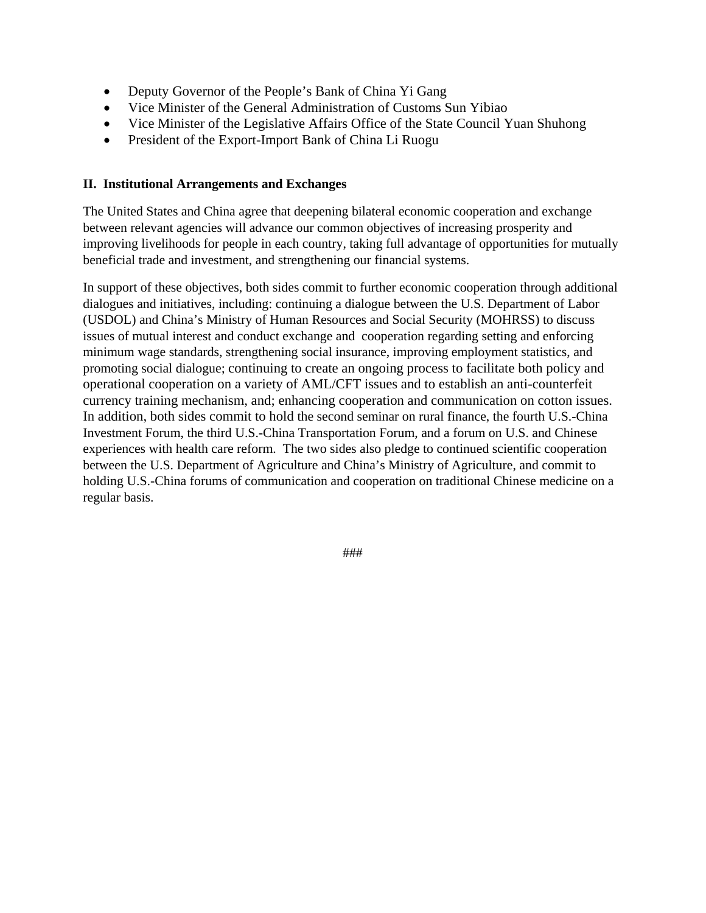- Deputy Governor of the People's Bank of China Yi Gang
- Vice Minister of the General Administration of Customs Sun Yibiao
- Vice Minister of the Legislative Affairs Office of the State Council Yuan Shuhong
- President of the Export-Import Bank of China Li Ruogu

**II. Institutional Arrangements and Exchanges**

The United States and China agree that deepening bilateral economic cooperation and exchange between relevant agencies will advance our common objectives of increasing prosperity and improving livelihoods for people in each country, taking full advantage of opportunities for mutually beneficial trade and investment, and strengthening our financial systems.

In support of these objectives, both sides commit to further economic cooperation through additional dialogues and initiatives, including: continuing a dialogue between the U.S. Department of Labor (USDOL) and China's Ministry of Human Resources and Social Security (MOHRSS) to discuss issues of mutual interest and conduct exchange and cooperation regarding setting and enforcing minimum wage standards, strengthening social insurance, improving employment statistics, and promoting social dialogue; continuing to create an ongoing process to facilitate both policy and operational cooperation on a variety of AML/CFT issues and to establish an anti-counterfeit currency training mechanism, and; enhancing cooperation and communication on cotton issues. In addition, both sides commit to hold the second seminar on rural finance, the fourth U.S.-China Investment Forum, the third U.S.-China Transportation Forum, and a forum on U.S. and Chinese experiences with health care reform. The two sides also pledge to continued scientific cooperation between the U.S. Department of Agriculture and China's Ministry of Agriculture, and commit to holding U.S.-China forums of communication and cooperation on traditional Chinese medicine on a regular basis.

###